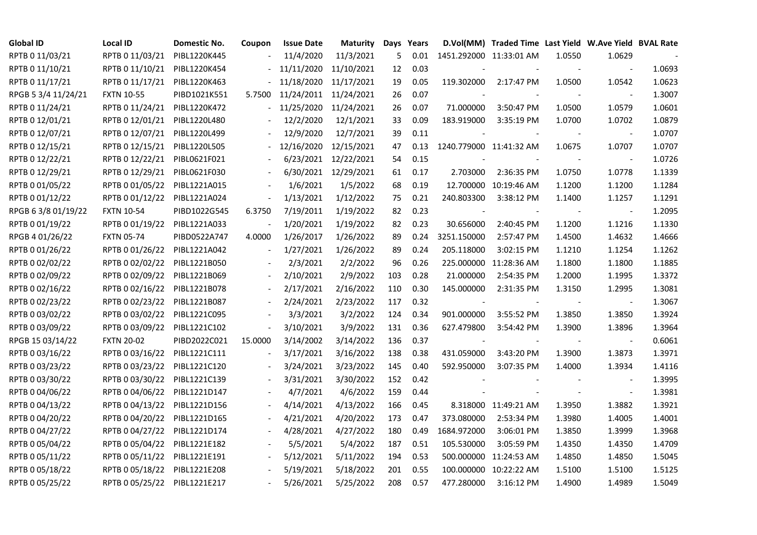| Global ID | Local ID | Domestic No. | Coupon | Issue Date | Maturity | Days | Years | D.Vol(MM) | Traded Time | Last Yield | W.Ave Yield | BVAL Rate |
|---|---|---|---|---|---|---|---|---|---|---|---|---|
| RPTB 0 11/03/21 | RPTB 0 11/03/21 | PIBL1220K445 | - | 11/4/2020 | 11/3/2021 | 5 | 0.01 | 1451.292000 | 11:33:01 AM | 1.0550 | 1.0629 | - |
| RPTB 0 11/10/21 | RPTB 0 11/10/21 | PIBL1220K454 | - | 11/11/2020 | 11/10/2021 | 12 | 0.03 | - | - | - | - | 1.0693 |
| RPTB 0 11/17/21 | RPTB 0 11/17/21 | PIBL1220K463 | - | 11/18/2020 | 11/17/2021 | 19 | 0.05 | 119.302000 | 2:17:47 PM | 1.0500 | 1.0542 | 1.0623 |
| RPGB 5 3/4 11/24/21 | FXTN 10-55 | PIBD1021K551 | 5.7500 | 11/24/2011 | 11/24/2021 | 26 | 0.07 | - | - | - | - | 1.3007 |
| RPTB 0 11/24/21 | RPTB 0 11/24/21 | PIBL1220K472 | - | 11/25/2020 | 11/24/2021 | 26 | 0.07 | 71.000000 | 3:50:47 PM | 1.0500 | 1.0579 | 1.0601 |
| RPTB 0 12/01/21 | RPTB 0 12/01/21 | PIBL1220L480 | - | 12/2/2020 | 12/1/2021 | 33 | 0.09 | 183.919000 | 3:35:19 PM | 1.0700 | 1.0702 | 1.0879 |
| RPTB 0 12/07/21 | RPTB 0 12/07/21 | PIBL1220L499 | - | 12/9/2020 | 12/7/2021 | 39 | 0.11 | - | - | - | - | 1.0707 |
| RPTB 0 12/15/21 | RPTB 0 12/15/21 | PIBL1220L505 | - | 12/16/2020 | 12/15/2021 | 47 | 0.13 | 1240.779000 | 11:41:32 AM | 1.0675 | 1.0707 | 1.0707 |
| RPTB 0 12/22/21 | RPTB 0 12/22/21 | PIBL0621F021 | - | 6/23/2021 | 12/22/2021 | 54 | 0.15 | - | - | - | - | 1.0726 |
| RPTB 0 12/29/21 | RPTB 0 12/29/21 | PIBL0621F030 | - | 6/30/2021 | 12/29/2021 | 61 | 0.17 | 2.703000 | 2:36:35 PM | 1.0750 | 1.0778 | 1.1339 |
| RPTB 0 01/05/22 | RPTB 0 01/05/22 | PIBL1221A015 | - | 1/6/2021 | 1/5/2022 | 68 | 0.19 | 12.700000 | 10:19:46 AM | 1.1200 | 1.1200 | 1.1284 |
| RPTB 0 01/12/22 | RPTB 0 01/12/22 | PIBL1221A024 | - | 1/13/2021 | 1/12/2022 | 75 | 0.21 | 240.803300 | 3:38:12 PM | 1.1400 | 1.1257 | 1.1291 |
| RPGB 6 3/8 01/19/22 | FXTN 10-54 | PIBD1022G545 | 6.3750 | 7/19/2011 | 1/19/2022 | 82 | 0.23 | - | - | - | - | 1.2095 |
| RPTB 0 01/19/22 | RPTB 0 01/19/22 | PIBL1221A033 | - | 1/20/2021 | 1/19/2022 | 82 | 0.23 | 30.656000 | 2:40:45 PM | 1.1200 | 1.1216 | 1.1330 |
| RPGB 4 01/26/22 | FXTN 05-74 | PIBD0522A747 | 4.0000 | 1/26/2017 | 1/26/2022 | 89 | 0.24 | 3251.150000 | 2:57:47 PM | 1.4500 | 1.4632 | 1.4666 |
| RPTB 0 01/26/22 | RPTB 0 01/26/22 | PIBL1221A042 | - | 1/27/2021 | 1/26/2022 | 89 | 0.24 | 205.118000 | 3:02:15 PM | 1.1210 | 1.1254 | 1.1262 |
| RPTB 0 02/02/22 | RPTB 0 02/02/22 | PIBL1221B050 | - | 2/3/2021 | 2/2/2022 | 96 | 0.26 | 225.000000 | 11:28:36 AM | 1.1800 | 1.1800 | 1.1885 |
| RPTB 0 02/09/22 | RPTB 0 02/09/22 | PIBL1221B069 | - | 2/10/2021 | 2/9/2022 | 103 | 0.28 | 21.000000 | 2:54:35 PM | 1.2000 | 1.1995 | 1.3372 |
| RPTB 0 02/16/22 | RPTB 0 02/16/22 | PIBL1221B078 | - | 2/17/2021 | 2/16/2022 | 110 | 0.30 | 145.000000 | 2:31:35 PM | 1.3150 | 1.2995 | 1.3081 |
| RPTB 0 02/23/22 | RPTB 0 02/23/22 | PIBL1221B087 | - | 2/24/2021 | 2/23/2022 | 117 | 0.32 | - | - | - | - | 1.3067 |
| RPTB 0 03/02/22 | RPTB 0 03/02/22 | PIBL1221C095 | - | 3/3/2021 | 3/2/2022 | 124 | 0.34 | 901.000000 | 3:55:52 PM | 1.3850 | 1.3850 | 1.3924 |
| RPTB 0 03/09/22 | RPTB 0 03/09/22 | PIBL1221C102 | - | 3/10/2021 | 3/9/2022 | 131 | 0.36 | 627.479800 | 3:54:42 PM | 1.3900 | 1.3896 | 1.3964 |
| RPGB 15 03/14/22 | FXTN 20-02 | PIBD2022C021 | 15.0000 | 3/14/2002 | 3/14/2022 | 136 | 0.37 | - | - | - | - | 0.6061 |
| RPTB 0 03/16/22 | RPTB 0 03/16/22 | PIBL1221C111 | - | 3/17/2021 | 3/16/2022 | 138 | 0.38 | 431.059000 | 3:43:20 PM | 1.3900 | 1.3873 | 1.3971 |
| RPTB 0 03/23/22 | RPTB 0 03/23/22 | PIBL1221C120 | - | 3/24/2021 | 3/23/2022 | 145 | 0.40 | 592.950000 | 3:07:35 PM | 1.4000 | 1.3934 | 1.4116 |
| RPTB 0 03/30/22 | RPTB 0 03/30/22 | PIBL1221C139 | - | 3/31/2021 | 3/30/2022 | 152 | 0.42 | - | - | - | - | 1.3995 |
| RPTB 0 04/06/22 | RPTB 0 04/06/22 | PIBL1221D147 | - | 4/7/2021 | 4/6/2022 | 159 | 0.44 | - | - | - | - | 1.3981 |
| RPTB 0 04/13/22 | RPTB 0 04/13/22 | PIBL1221D156 | - | 4/14/2021 | 4/13/2022 | 166 | 0.45 | 8.318000 | 11:49:21 AM | 1.3950 | 1.3882 | 1.3921 |
| RPTB 0 04/20/22 | RPTB 0 04/20/22 | PIBL1221D165 | - | 4/21/2021 | 4/20/2022 | 173 | 0.47 | 373.080000 | 2:53:34 PM | 1.3980 | 1.4005 | 1.4001 |
| RPTB 0 04/27/22 | RPTB 0 04/27/22 | PIBL1221D174 | - | 4/28/2021 | 4/27/2022 | 180 | 0.49 | 1684.972000 | 3:06:01 PM | 1.3850 | 1.3999 | 1.3968 |
| RPTB 0 05/04/22 | RPTB 0 05/04/22 | PIBL1221E182 | - | 5/5/2021 | 5/4/2022 | 187 | 0.51 | 105.530000 | 3:05:59 PM | 1.4350 | 1.4350 | 1.4709 |
| RPTB 0 05/11/22 | RPTB 0 05/11/22 | PIBL1221E191 | - | 5/12/2021 | 5/11/2022 | 194 | 0.53 | 500.000000 | 11:24:53 AM | 1.4850 | 1.4850 | 1.5045 |
| RPTB 0 05/18/22 | RPTB 0 05/18/22 | PIBL1221E208 | - | 5/19/2021 | 5/18/2022 | 201 | 0.55 | 100.000000 | 10:22:22 AM | 1.5100 | 1.5100 | 1.5125 |
| RPTB 0 05/25/22 | RPTB 0 05/25/22 | PIBL1221E217 | - | 5/26/2021 | 5/25/2022 | 208 | 0.57 | 477.280000 | 3:16:12 PM | 1.4900 | 1.4989 | 1.5049 |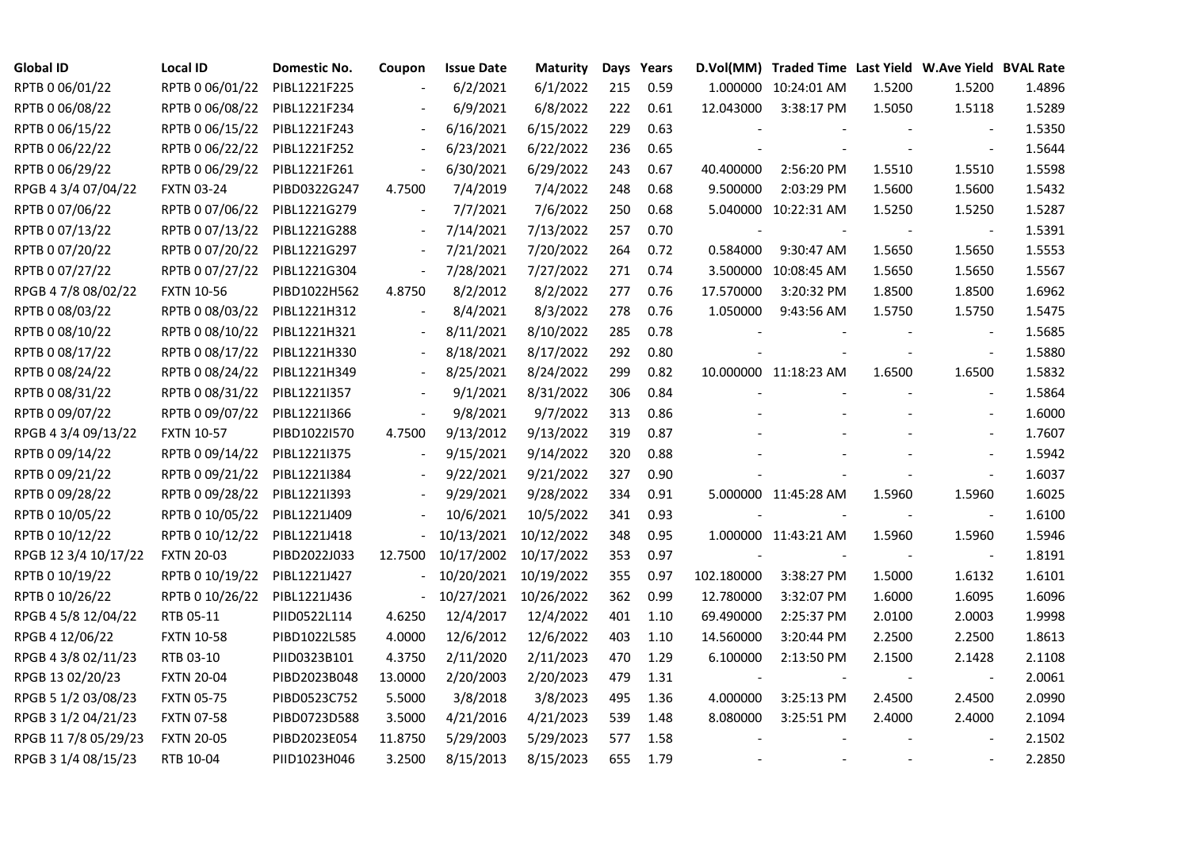| Global ID | Local ID | Domestic No. | Coupon | Issue Date | Maturity | Days | Years | D.Vol(MM) | Traded Time | Last Yield | W.Ave Yield | BVAL Rate |
|---|---|---|---|---|---|---|---|---|---|---|---|---|
| RPTB 0 06/01/22 | RPTB 0 06/01/22 | PIBL1221F225 | - | 6/2/2021 | 6/1/2022 | 215 | 0.59 | 1.000000 | 10:24:01 AM | 1.5200 | 1.5200 | 1.4896 |
| RPTB 0 06/08/22 | RPTB 0 06/08/22 | PIBL1221F234 | - | 6/9/2021 | 6/8/2022 | 222 | 0.61 | 12.043000 | 3:38:17 PM | 1.5050 | 1.5118 | 1.5289 |
| RPTB 0 06/15/22 | RPTB 0 06/15/22 | PIBL1221F243 | - | 6/16/2021 | 6/15/2022 | 229 | 0.63 | - | - | - | - | 1.5350 |
| RPTB 0 06/22/22 | RPTB 0 06/22/22 | PIBL1221F252 | - | 6/23/2021 | 6/22/2022 | 236 | 0.65 | - | - | - | - | 1.5644 |
| RPTB 0 06/29/22 | RPTB 0 06/29/22 | PIBL1221F261 | - | 6/30/2021 | 6/29/2022 | 243 | 0.67 | 40.400000 | 2:56:20 PM | 1.5510 | 1.5510 | 1.5598 |
| RPGB 4 3/4 07/04/22 | FXTN 03-24 | PIBD0322G247 | 4.7500 | 7/4/2019 | 7/4/2022 | 248 | 0.68 | 9.500000 | 2:03:29 PM | 1.5600 | 1.5600 | 1.5432 |
| RPTB 0 07/06/22 | RPTB 0 07/06/22 | PIBL1221G279 | - | 7/7/2021 | 7/6/2022 | 250 | 0.68 | 5.040000 | 10:22:31 AM | 1.5250 | 1.5250 | 1.5287 |
| RPTB 0 07/13/22 | RPTB 0 07/13/22 | PIBL1221G288 | - | 7/14/2021 | 7/13/2022 | 257 | 0.70 | - | - | - | - | 1.5391 |
| RPTB 0 07/20/22 | RPTB 0 07/20/22 | PIBL1221G297 | - | 7/21/2021 | 7/20/2022 | 264 | 0.72 | 0.584000 | 9:30:47 AM | 1.5650 | 1.5650 | 1.5553 |
| RPTB 0 07/27/22 | RPTB 0 07/27/22 | PIBL1221G304 | - | 7/28/2021 | 7/27/2022 | 271 | 0.74 | 3.500000 | 10:08:45 AM | 1.5650 | 1.5650 | 1.5567 |
| RPGB 4 7/8 08/02/22 | FXTN 10-56 | PIBD1022H562 | 4.8750 | 8/2/2012 | 8/2/2022 | 277 | 0.76 | 17.570000 | 3:20:32 PM | 1.8500 | 1.8500 | 1.6962 |
| RPTB 0 08/03/22 | RPTB 0 08/03/22 | PIBL1221H312 | - | 8/4/2021 | 8/3/2022 | 278 | 0.76 | 1.050000 | 9:43:56 AM | 1.5750 | 1.5750 | 1.5475 |
| RPTB 0 08/10/22 | RPTB 0 08/10/22 | PIBL1221H321 | - | 8/11/2021 | 8/10/2022 | 285 | 0.78 | - | - | - | - | 1.5685 |
| RPTB 0 08/17/22 | RPTB 0 08/17/22 | PIBL1221H330 | - | 8/18/2021 | 8/17/2022 | 292 | 0.80 | - | - | - | - | 1.5880 |
| RPTB 0 08/24/22 | RPTB 0 08/24/22 | PIBL1221H349 | - | 8/25/2021 | 8/24/2022 | 299 | 0.82 | 10.000000 | 11:18:23 AM | 1.6500 | 1.6500 | 1.5832 |
| RPTB 0 08/31/22 | RPTB 0 08/31/22 | PIBL1221I357 | - | 9/1/2021 | 8/31/2022 | 306 | 0.84 | - | - | - | - | 1.5864 |
| RPTB 0 09/07/22 | RPTB 0 09/07/22 | PIBL1221I366 | - | 9/8/2021 | 9/7/2022 | 313 | 0.86 | - | - | - | - | 1.6000 |
| RPGB 4 3/4 09/13/22 | FXTN 10-57 | PIBD1022I570 | 4.7500 | 9/13/2012 | 9/13/2022 | 319 | 0.87 | - | - | - | - | 1.7607 |
| RPTB 0 09/14/22 | RPTB 0 09/14/22 | PIBL1221I375 | - | 9/15/2021 | 9/14/2022 | 320 | 0.88 | - | - | - | - | 1.5942 |
| RPTB 0 09/21/22 | RPTB 0 09/21/22 | PIBL1221I384 | - | 9/22/2021 | 9/21/2022 | 327 | 0.90 | - | - | - | - | 1.6037 |
| RPTB 0 09/28/22 | RPTB 0 09/28/22 | PIBL1221I393 | - | 9/29/2021 | 9/28/2022 | 334 | 0.91 | 5.000000 | 11:45:28 AM | 1.5960 | 1.5960 | 1.6025 |
| RPTB 0 10/05/22 | RPTB 0 10/05/22 | PIBL1221J409 | - | 10/6/2021 | 10/5/2022 | 341 | 0.93 | - | - | - | - | 1.6100 |
| RPTB 0 10/12/22 | RPTB 0 10/12/22 | PIBL1221J418 | - | 10/13/2021 | 10/12/2022 | 348 | 0.95 | 1.000000 | 11:43:21 AM | 1.5960 | 1.5960 | 1.5946 |
| RPGB 12 3/4 10/17/22 | FXTN 20-03 | PIBD2022J033 | 12.7500 | 10/17/2002 | 10/17/2022 | 353 | 0.97 | - | - | - | - | 1.8191 |
| RPTB 0 10/19/22 | RPTB 0 10/19/22 | PIBL1221J427 | - | 10/20/2021 | 10/19/2022 | 355 | 0.97 | 102.180000 | 3:38:27 PM | 1.5000 | 1.6132 | 1.6101 |
| RPTB 0 10/26/22 | RPTB 0 10/26/22 | PIBL1221J436 | - | 10/27/2021 | 10/26/2022 | 362 | 0.99 | 12.780000 | 3:32:07 PM | 1.6000 | 1.6095 | 1.6096 |
| RPGB 4 5/8 12/04/22 | RTB 05-11 | PIID0522L114 | 4.6250 | 12/4/2017 | 12/4/2022 | 401 | 1.10 | 69.490000 | 2:25:37 PM | 2.0100 | 2.0003 | 1.9998 |
| RPGB 4 12/06/22 | FXTN 10-58 | PIBD1022L585 | 4.0000 | 12/6/2012 | 12/6/2022 | 403 | 1.10 | 14.560000 | 3:20:44 PM | 2.2500 | 2.2500 | 1.8613 |
| RPGB 4 3/8 02/11/23 | RTB 03-10 | PIID0323B101 | 4.3750 | 2/11/2020 | 2/11/2023 | 470 | 1.29 | 6.100000 | 2:13:50 PM | 2.1500 | 2.1428 | 2.1108 |
| RPGB 13 02/20/23 | FXTN 20-04 | PIBD2023B048 | 13.0000 | 2/20/2003 | 2/20/2023 | 479 | 1.31 | - | - | - | - | 2.0061 |
| RPGB 5 1/2 03/08/23 | FXTN 05-75 | PIBD0523C752 | 5.5000 | 3/8/2018 | 3/8/2023 | 495 | 1.36 | 4.000000 | 3:25:13 PM | 2.4500 | 2.4500 | 2.0990 |
| RPGB 3 1/2 04/21/23 | FXTN 07-58 | PIBD0723D588 | 3.5000 | 4/21/2016 | 4/21/2023 | 539 | 1.48 | 8.080000 | 3:25:51 PM | 2.4000 | 2.4000 | 2.1094 |
| RPGB 11 7/8 05/29/23 | FXTN 20-05 | PIBD2023E054 | 11.8750 | 5/29/2003 | 5/29/2023 | 577 | 1.58 | - | - | - | - | 2.1502 |
| RPGB 3 1/4 08/15/23 | RTB 10-04 | PIID1023H046 | 3.2500 | 8/15/2013 | 8/15/2023 | 655 | 1.79 | - | - | - | - | 2.2850 |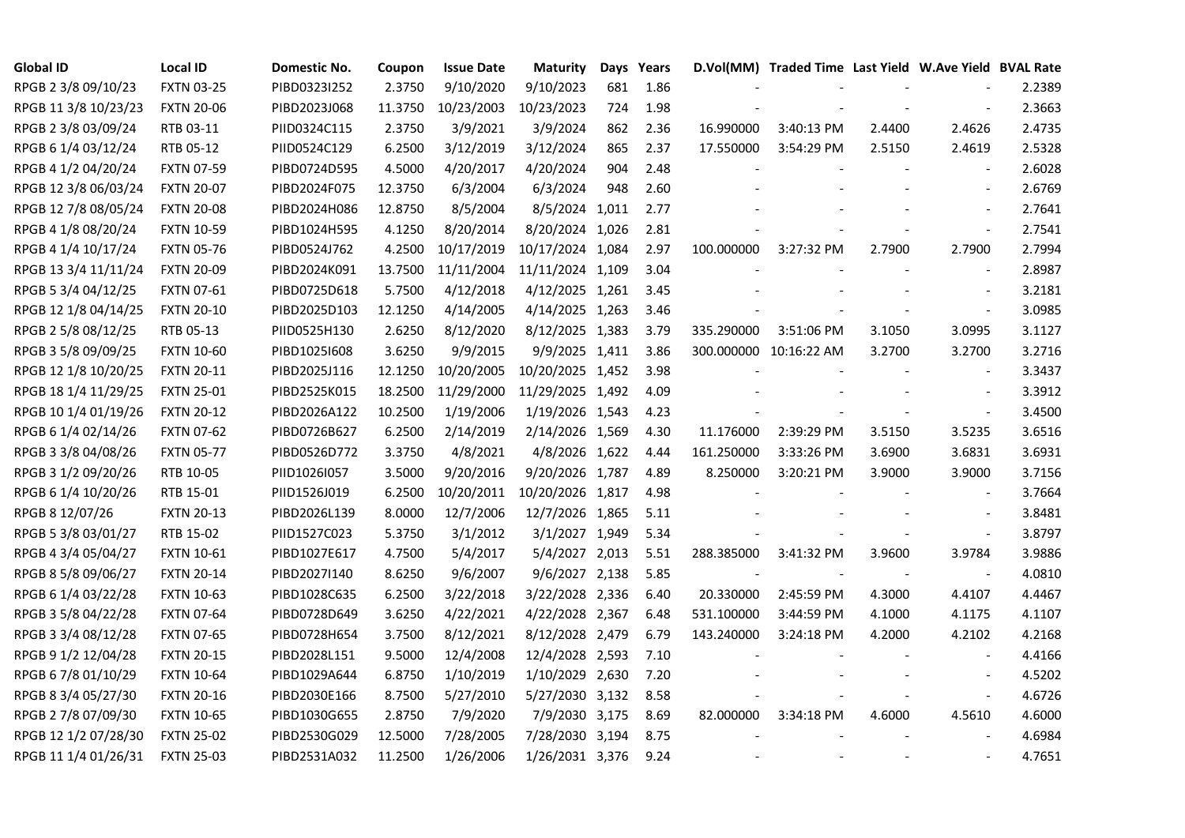| Global ID | Local ID | Domestic No. | Coupon | Issue Date | Maturity | Days | Years | D.Vol(MM) | Traded Time | Last Yield | W.Ave Yield | BVAL Rate |
|---|---|---|---|---|---|---|---|---|---|---|---|---|
| RPGB 2 3/8 09/10/23 | FXTN 03-25 | PIBD0323I252 | 2.3750 | 9/10/2020 | 9/10/2023 | 681 | 1.86 | - | - | - | - | 2.2389 |
| RPGB 11 3/8 10/23/23 | FXTN 20-06 | PIBD2023J068 | 11.3750 | 10/23/2003 | 10/23/2023 | 724 | 1.98 | - | - | - | - | 2.3663 |
| RPGB 2 3/8 03/09/24 | RTB 03-11 | PIID0324C115 | 2.3750 | 3/9/2021 | 3/9/2024 | 862 | 2.36 | 16.990000 | 3:40:13 PM | 2.4400 | 2.4626 | 2.4735 |
| RPGB 6 1/4 03/12/24 | RTB 05-12 | PIID0524C129 | 6.2500 | 3/12/2019 | 3/12/2024 | 865 | 2.37 | 17.550000 | 3:54:29 PM | 2.5150 | 2.4619 | 2.5328 |
| RPGB 4 1/2 04/20/24 | FXTN 07-59 | PIBD0724D595 | 4.5000 | 4/20/2017 | 4/20/2024 | 904 | 2.48 | - | - | - | - | 2.6028 |
| RPGB 12 3/8 06/03/24 | FXTN 20-07 | PIBD2024F075 | 12.3750 | 6/3/2004 | 6/3/2024 | 948 | 2.60 | - | - | - | - | 2.6769 |
| RPGB 12 7/8 08/05/24 | FXTN 20-08 | PIBD2024H086 | 12.8750 | 8/5/2004 | 8/5/2024 | 1,011 | 2.77 | - | - | - | - | 2.7641 |
| RPGB 4 1/8 08/20/24 | FXTN 10-59 | PIBD1024H595 | 4.1250 | 8/20/2014 | 8/20/2024 | 1,026 | 2.81 | - | - | - | - | 2.7541 |
| RPGB 4 1/4 10/17/24 | FXTN 05-76 | PIBD0524J762 | 4.2500 | 10/17/2019 | 10/17/2024 | 1,084 | 2.97 | 100.000000 | 3:27:32 PM | 2.7900 | 2.7900 | 2.7994 |
| RPGB 13 3/4 11/11/24 | FXTN 20-09 | PIBD2024K091 | 13.7500 | 11/11/2004 | 11/11/2024 | 1,109 | 3.04 | - | - | - | - | 2.8987 |
| RPGB 5 3/4 04/12/25 | FXTN 07-61 | PIBD0725D618 | 5.7500 | 4/12/2018 | 4/12/2025 | 1,261 | 3.45 | - | - | - | - | 3.2181 |
| RPGB 12 1/8 04/14/25 | FXTN 20-10 | PIBD2025D103 | 12.1250 | 4/14/2005 | 4/14/2025 | 1,263 | 3.46 | - | - | - | - | 3.0985 |
| RPGB 2 5/8 08/12/25 | RTB 05-13 | PIID0525H130 | 2.6250 | 8/12/2020 | 8/12/2025 | 1,383 | 3.79 | 335.290000 | 3:51:06 PM | 3.1050 | 3.0995 | 3.1127 |
| RPGB 3 5/8 09/09/25 | FXTN 10-60 | PIBD1025I608 | 3.6250 | 9/9/2015 | 9/9/2025 | 1,411 | 3.86 | 300.000000 | 10:16:22 AM | 3.2700 | 3.2700 | 3.2716 |
| RPGB 12 1/8 10/20/25 | FXTN 20-11 | PIBD2025J116 | 12.1250 | 10/20/2005 | 10/20/2025 | 1,452 | 3.98 | - | - | - | - | 3.3437 |
| RPGB 18 1/4 11/29/25 | FXTN 25-01 | PIBD2525K015 | 18.2500 | 11/29/2000 | 11/29/2025 | 1,492 | 4.09 | - | - | - | - | 3.3912 |
| RPGB 10 1/4 01/19/26 | FXTN 20-12 | PIBD2026A122 | 10.2500 | 1/19/2006 | 1/19/2026 | 1,543 | 4.23 | - | - | - | - | 3.4500 |
| RPGB 6 1/4 02/14/26 | FXTN 07-62 | PIBD0726B627 | 6.2500 | 2/14/2019 | 2/14/2026 | 1,569 | 4.30 | 11.176000 | 2:39:29 PM | 3.5150 | 3.5235 | 3.6516 |
| RPGB 3 3/8 04/08/26 | FXTN 05-77 | PIBD0526D772 | 3.3750 | 4/8/2021 | 4/8/2026 | 1,622 | 4.44 | 161.250000 | 3:33:26 PM | 3.6900 | 3.6831 | 3.6931 |
| RPGB 3 1/2 09/20/26 | RTB 10-05 | PIID1026I057 | 3.5000 | 9/20/2016 | 9/20/2026 | 1,787 | 4.89 | 8.250000 | 3:20:21 PM | 3.9000 | 3.9000 | 3.7156 |
| RPGB 6 1/4 10/20/26 | RTB 15-01 | PIID1526J019 | 6.2500 | 10/20/2011 | 10/20/2026 | 1,817 | 4.98 | - | - | - | - | 3.7664 |
| RPGB 8 12/07/26 | FXTN 20-13 | PIBD2026L139 | 8.0000 | 12/7/2006 | 12/7/2026 | 1,865 | 5.11 | - | - | - | - | 3.8481 |
| RPGB 5 3/8 03/01/27 | RTB 15-02 | PIID1527C023 | 5.3750 | 3/1/2012 | 3/1/2027 | 1,949 | 5.34 | - | - | - | - | 3.8797 |
| RPGB 4 3/4 05/04/27 | FXTN 10-61 | PIBD1027E617 | 4.7500 | 5/4/2017 | 5/4/2027 | 2,013 | 5.51 | 288.385000 | 3:41:32 PM | 3.9600 | 3.9784 | 3.9886 |
| RPGB 8 5/8 09/06/27 | FXTN 20-14 | PIBD2027I140 | 8.6250 | 9/6/2007 | 9/6/2027 | 2,138 | 5.85 | - | - | - | - | 4.0810 |
| RPGB 6 1/4 03/22/28 | FXTN 10-63 | PIBD1028C635 | 6.2500 | 3/22/2018 | 3/22/2028 | 2,336 | 6.40 | 20.330000 | 2:45:59 PM | 4.3000 | 4.4107 | 4.4467 |
| RPGB 3 5/8 04/22/28 | FXTN 07-64 | PIBD0728D649 | 3.6250 | 4/22/2021 | 4/22/2028 | 2,367 | 6.48 | 531.100000 | 3:44:59 PM | 4.1000 | 4.1175 | 4.1107 |
| RPGB 3 3/4 08/12/28 | FXTN 07-65 | PIBD0728H654 | 3.7500 | 8/12/2021 | 8/12/2028 | 2,479 | 6.79 | 143.240000 | 3:24:18 PM | 4.2000 | 4.2102 | 4.2168 |
| RPGB 9 1/2 12/04/28 | FXTN 20-15 | PIBD2028L151 | 9.5000 | 12/4/2008 | 12/4/2028 | 2,593 | 7.10 | - | - | - | - | 4.4166 |
| RPGB 6 7/8 01/10/29 | FXTN 10-64 | PIBD1029A644 | 6.8750 | 1/10/2019 | 1/10/2029 | 2,630 | 7.20 | - | - | - | - | 4.5202 |
| RPGB 8 3/4 05/27/30 | FXTN 20-16 | PIBD2030E166 | 8.7500 | 5/27/2010 | 5/27/2030 | 3,132 | 8.58 | - | - | - | - | 4.6726 |
| RPGB 2 7/8 07/09/30 | FXTN 10-65 | PIBD1030G655 | 2.8750 | 7/9/2020 | 7/9/2030 | 3,175 | 8.69 | 82.000000 | 3:34:18 PM | 4.6000 | 4.5610 | 4.6000 |
| RPGB 12 1/2 07/28/30 | FXTN 25-02 | PIBD2530G029 | 12.5000 | 7/28/2005 | 7/28/2030 | 3,194 | 8.75 | - | - | - | - | 4.6984 |
| RPGB 11 1/4 01/26/31 | FXTN 25-03 | PIBD2531A032 | 11.2500 | 1/26/2006 | 1/26/2031 | 3,376 | 9.24 | - | - | - | - | 4.7651 |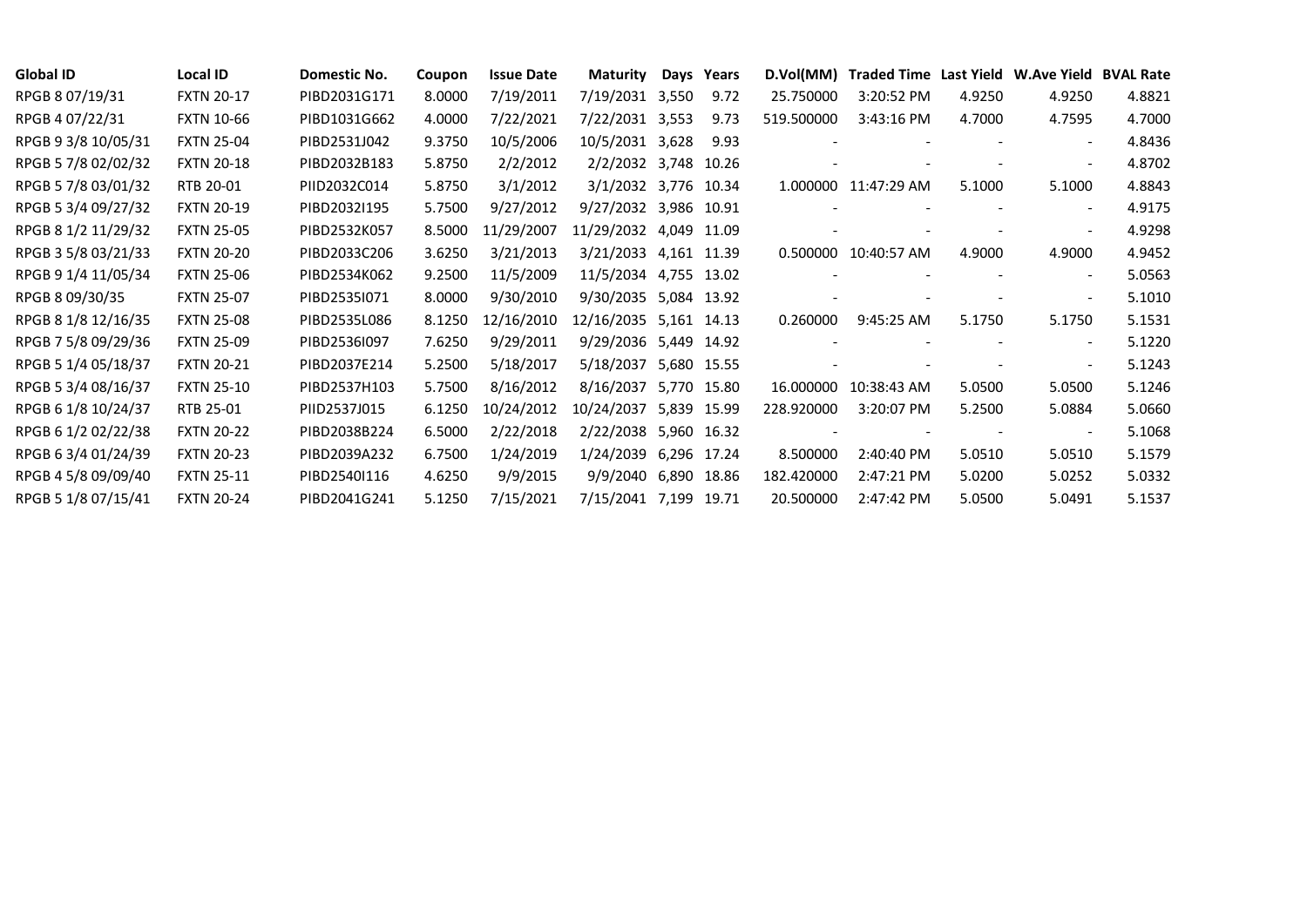| Global ID | Local ID | Domestic No. | Coupon | Issue Date | Maturity | Days | Years | D.Vol(MM) | Traded Time | Last Yield | W.Ave Yield | BVAL Rate |
|---|---|---|---|---|---|---|---|---|---|---|---|---|
| RPGB 8 07/19/31 | FXTN 20-17 | PIBD2031G171 | 8.0000 | 7/19/2011 | 7/19/2031 | 3,550 | 9.72 | 25.750000 | 3:20:52 PM | 4.9250 | 4.9250 | 4.8821 |
| RPGB 4 07/22/31 | FXTN 10-66 | PIBD1031G662 | 4.0000 | 7/22/2021 | 7/22/2031 | 3,553 | 9.73 | 519.500000 | 3:43:16 PM | 4.7000 | 4.7595 | 4.7000 |
| RPGB 9 3/8 10/05/31 | FXTN 25-04 | PIBD2531J042 | 9.3750 | 10/5/2006 | 10/5/2031 | 3,628 | 9.93 | - | - | - | - | 4.8436 |
| RPGB 5 7/8 02/02/32 | FXTN 20-18 | PIBD2032B183 | 5.8750 | 2/2/2012 | 2/2/2032 | 3,748 | 10.26 | - | - | - | - | 4.8702 |
| RPGB 5 7/8 03/01/32 | RTB 20-01 | PIID2032C014 | 5.8750 | 3/1/2012 | 3/1/2032 | 3,776 | 10.34 | 1.000000 | 11:47:29 AM | 5.1000 | 5.1000 | 4.8843 |
| RPGB 5 3/4 09/27/32 | FXTN 20-19 | PIBD2032I195 | 5.7500 | 9/27/2012 | 9/27/2032 | 3,986 | 10.91 | - | - | - | - | 4.9175 |
| RPGB 8 1/2 11/29/32 | FXTN 25-05 | PIBD2532K057 | 8.5000 | 11/29/2007 | 11/29/2032 | 4,049 | 11.09 | - | - | - | - | 4.9298 |
| RPGB 3 5/8 03/21/33 | FXTN 20-20 | PIBD2033C206 | 3.6250 | 3/21/2013 | 3/21/2033 | 4,161 | 11.39 | 0.500000 | 10:40:57 AM | 4.9000 | 4.9000 | 4.9452 |
| RPGB 9 1/4 11/05/34 | FXTN 25-06 | PIBD2534K062 | 9.2500 | 11/5/2009 | 11/5/2034 | 4,755 | 13.02 | - | - | - | - | 5.0563 |
| RPGB 8 09/30/35 | FXTN 25-07 | PIBD2535I071 | 8.0000 | 9/30/2010 | 9/30/2035 | 5,084 | 13.92 | - | - | - | - | 5.1010 |
| RPGB 8 1/8 12/16/35 | FXTN 25-08 | PIBD2535L086 | 8.1250 | 12/16/2010 | 12/16/2035 | 5,161 | 14.13 | 0.260000 | 9:45:25 AM | 5.1750 | 5.1750 | 5.1531 |
| RPGB 7 5/8 09/29/36 | FXTN 25-09 | PIBD2536I097 | 7.6250 | 9/29/2011 | 9/29/2036 | 5,449 | 14.92 | - | - | - | - | 5.1220 |
| RPGB 5 1/4 05/18/37 | FXTN 20-21 | PIBD2037E214 | 5.2500 | 5/18/2017 | 5/18/2037 | 5,680 | 15.55 | - | - | - | - | 5.1243 |
| RPGB 5 3/4 08/16/37 | FXTN 25-10 | PIBD2537H103 | 5.7500 | 8/16/2012 | 8/16/2037 | 5,770 | 15.80 | 16.000000 | 10:38:43 AM | 5.0500 | 5.0500 | 5.1246 |
| RPGB 6 1/8 10/24/37 | RTB 25-01 | PIID2537J015 | 6.1250 | 10/24/2012 | 10/24/2037 | 5,839 | 15.99 | 228.920000 | 3:20:07 PM | 5.2500 | 5.0884 | 5.0660 |
| RPGB 6 1/2 02/22/38 | FXTN 20-22 | PIBD2038B224 | 6.5000 | 2/22/2018 | 2/22/2038 | 5,960 | 16.32 | - | - | - | - | 5.1068 |
| RPGB 6 3/4 01/24/39 | FXTN 20-23 | PIBD2039A232 | 6.7500 | 1/24/2019 | 1/24/2039 | 6,296 | 17.24 | 8.500000 | 2:40:40 PM | 5.0510 | 5.0510 | 5.1579 |
| RPGB 4 5/8 09/09/40 | FXTN 25-11 | PIBD2540I116 | 4.6250 | 9/9/2015 | 9/9/2040 | 6,890 | 18.86 | 182.420000 | 2:47:21 PM | 5.0200 | 5.0252 | 5.0332 |
| RPGB 5 1/8 07/15/41 | FXTN 20-24 | PIBD2041G241 | 5.1250 | 7/15/2021 | 7/15/2041 | 7,199 | 19.71 | 20.500000 | 2:47:42 PM | 5.0500 | 5.0491 | 5.1537 |